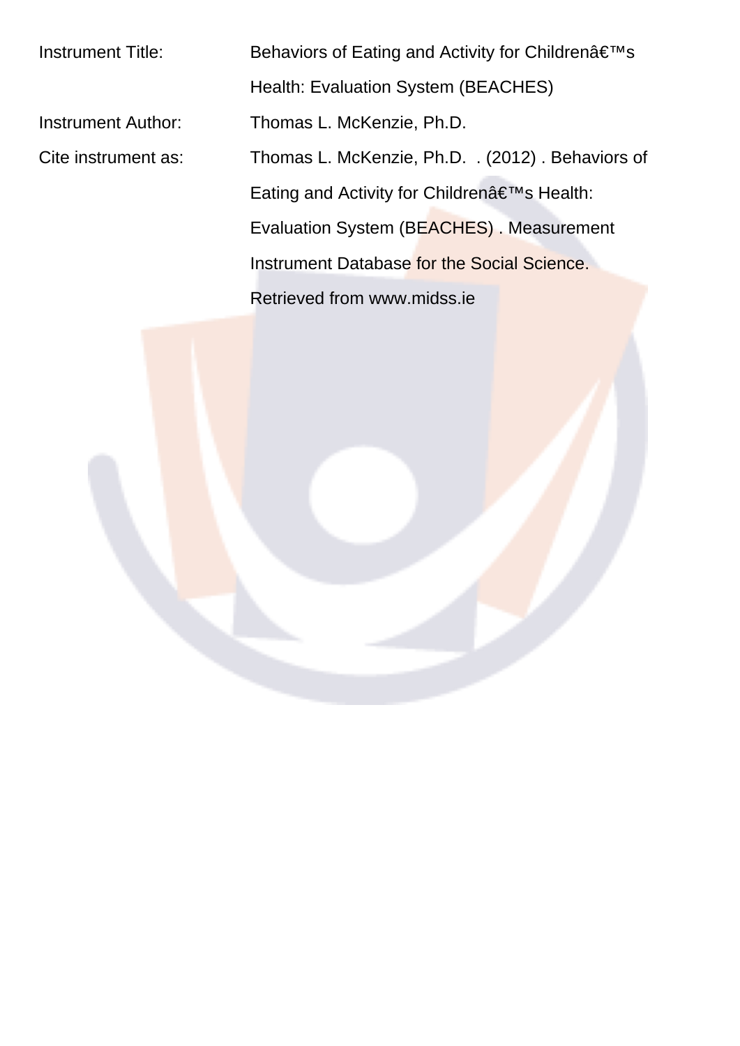Instrument Title: Behaviors of Eating and Activity for Childrenâ€™s Health: Evaluation System (BEACHES)

Instrument Author: Thomas L. McKenzie, Ph.D.

Cite instrument as: Thomas L. McKenzie, Ph.D. . (2012) . Behaviors of Eating and Activity for Childrenâ€™s Health: Evaluation System (BEACHES) . Measurement Instrument Database for the Social Science. Retrieved from www.midss.ie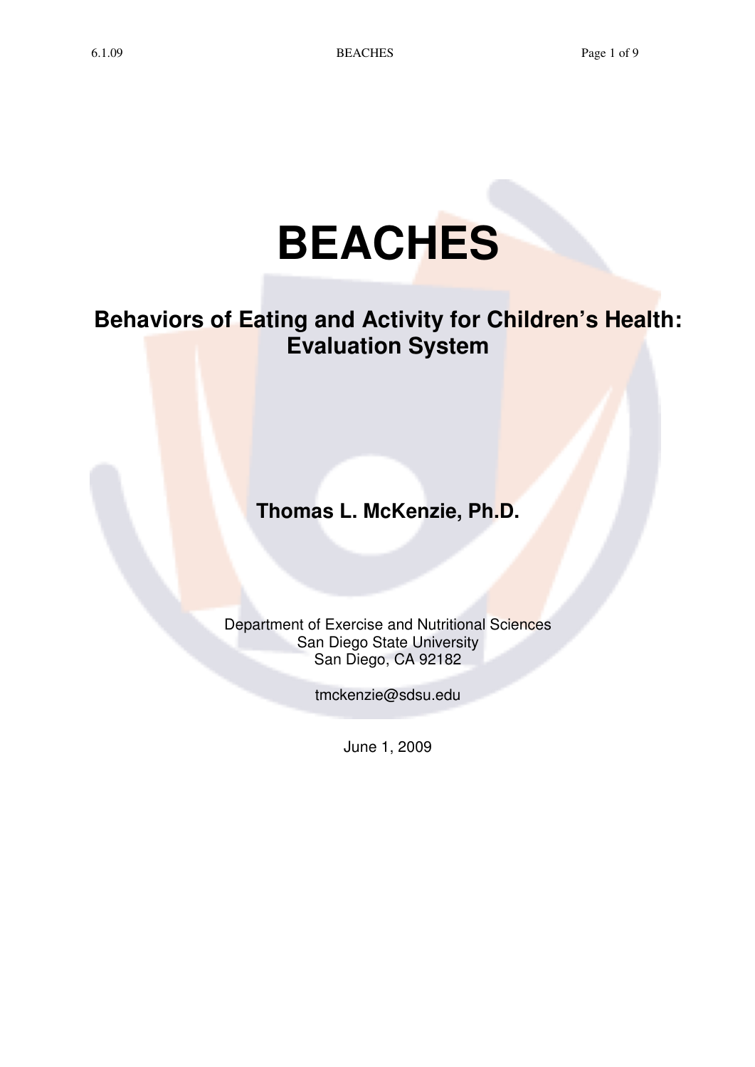# BEACHES

## Behaviors of Eating and Activity for Children's Health: Evaluation System

**Thomas L. McKenzie, Ph.D.**

Department of Exercise and Nutritional Sciences
San Diego State University
San Diego, CA 92182

tmckenzie@sdsu.edu

June 1, 2009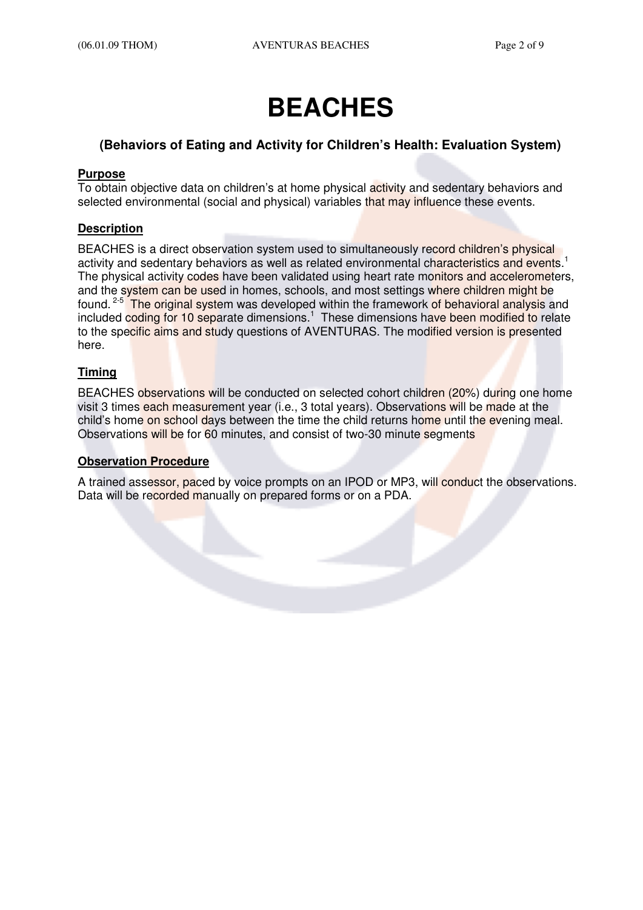# BEACHES

### (Behaviors of Eating and Activity for Children's Health: Evaluation System)

**Purpose**

To obtain objective data on children's at home physical activity and sedentary behaviors and selected environmental (social and physical) variables that may influence these events.

**Description**

BEACHES is a direct observation system used to simultaneously record children's physical activity and sedentary behaviors as well as related environmental characteristics and events.[1] The physical activity codes have been validated using heart rate monitors and accelerometers, and the system can be used in homes, schools, and most settings where children might be found.[2-5] The original system was developed within the framework of behavioral analysis and included coding for 10 separate dimensions.[1] These dimensions have been modified to relate to the specific aims and study questions of AVENTURAS. The modified version is presented here.

**Timing**

BEACHES observations will be conducted on selected cohort children (20%) during one home visit 3 times each measurement year (i.e., 3 total years). Observations will be made at the child's home on school days between the time the child returns home until the evening meal. Observations will be for 60 minutes, and consist of two-30 minute segments

**Observation Procedure**

A trained assessor, paced by voice prompts on an IPOD or MP3, will conduct the observations. Data will be recorded manually on prepared forms or on a PDA.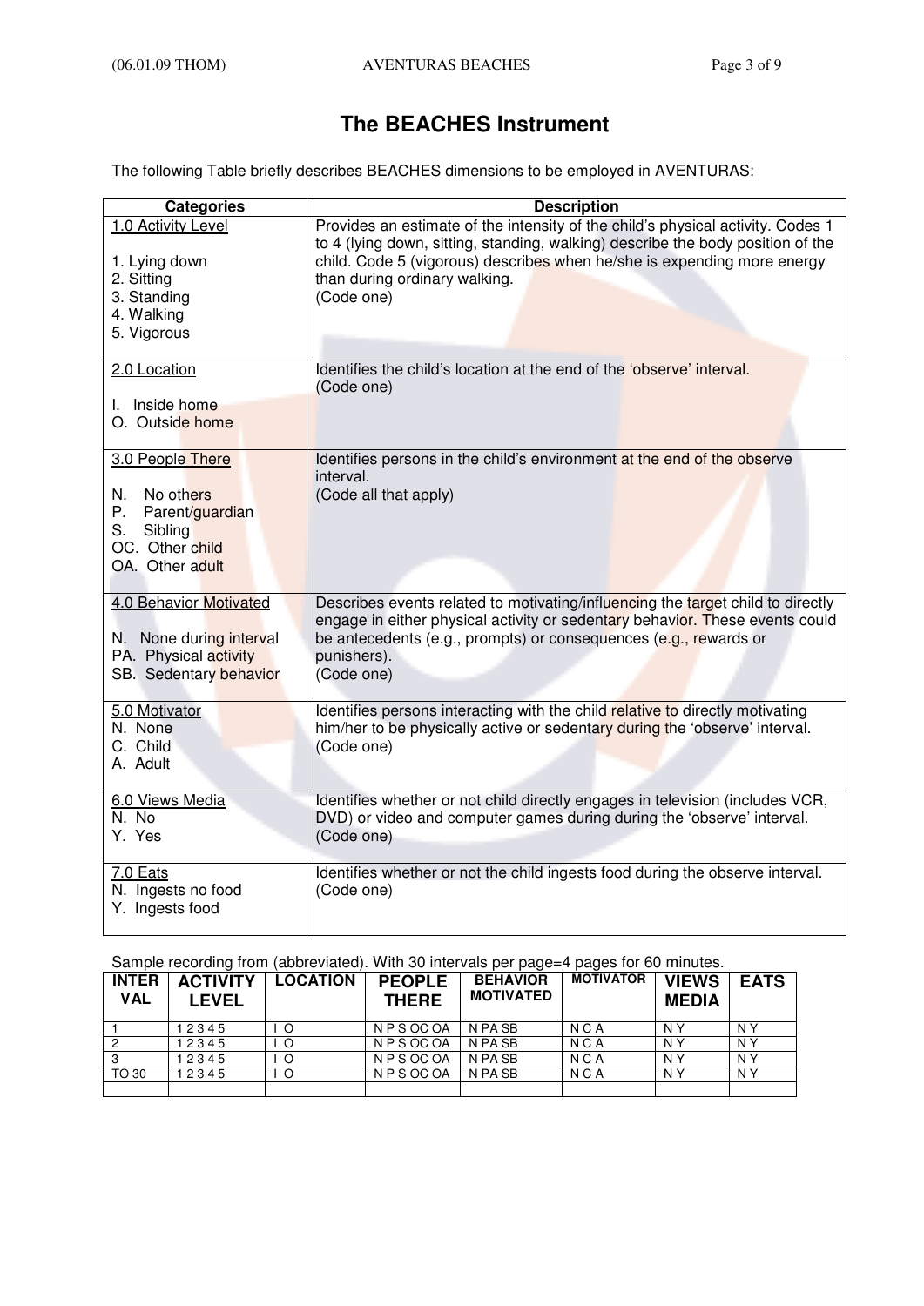# The BEACHES Instrument

The following Table briefly describes BEACHES dimensions to be employed in AVENTURAS:

| Categories | Description |
|---|---|
| <u>1.0 Activity Level</u><br><br>1. Lying down<br>2. Sitting<br>3. Standing<br>4. Walking<br>5. Vigorous | Provides an estimate of the intensity of the child's physical activity. Codes 1 to 4 (lying down, sitting, standing, walking) describe the body position of the child. Code 5 (vigorous) describes when he/she is expending more energy than during ordinary walking.<br>(Code one) |
| <u>2.0 Location</u><br><br>I. Inside home<br>O. Outside home | Identifies the child's location at the end of the 'observe' interval.<br>(Code one) |
| <u>3.0 People There</u><br><br>N. No others<br>P. Parent/guardian<br>S. Sibling<br>OC. Other child<br>OA. Other adult | Identifies persons in the child's environment at the end of the observe interval.<br>(Code all that apply) |
| <u>4.0 Behavior Motivated</u><br><br>N. None during interval<br>PA. Physical activity<br>SB. Sedentary behavior | Describes events related to motivating/influencing the target child to directly engage in either physical activity or sedentary behavior. These events could be antecedents (e.g., prompts) or consequences (e.g., rewards or punishers).<br>(Code one) |
| <u>5.0 Motivator</u><br>N. None<br>C. Child<br>A. Adult | Identifies persons interacting with the child relative to directly motivating him/her to be physically active or sedentary during the 'observe' interval.<br>(Code one) |
| <u>6.0 Views Media</u><br>N. No<br>Y. Yes | Identifies whether or not child directly engages in television (includes VCR, DVD) or video and computer games during during the 'observe' interval.<br>(Code one) |
| <u>7.0 Eats</u><br>N. Ingests no food<br>Y. Ingests food | Identifies whether or not the child ingests food during the observe interval.<br>(Code one) |

Sample recording from (abbreviated). With 30 intervals per page=4 pages for 60 minutes.

| INTER VAL | ACTIVITY LEVEL | LOCATION | PEOPLE THERE | BEHAVIOR MOTIVATED | MOTIVATOR | VIEWS MEDIA | EATS |
|---|---|---|---|---|---|---|---|
| 1 | 1 2 3 4 5 | I O | N P S OC OA | N PA SB | N C A | N Y | N Y |
| 2 | 1 2 3 4 5 | I O | N P S OC OA | N PA SB | N C A | N Y | N Y |
| 3 | 1 2 3 4 5 | I O | N P S OC OA | N PA SB | N C A | N Y | N Y |
| TO 30 | 1 2 3 4 5 | I O | N P S OC OA | N PA SB | N C A | N Y | N Y |
| | | | | | | | |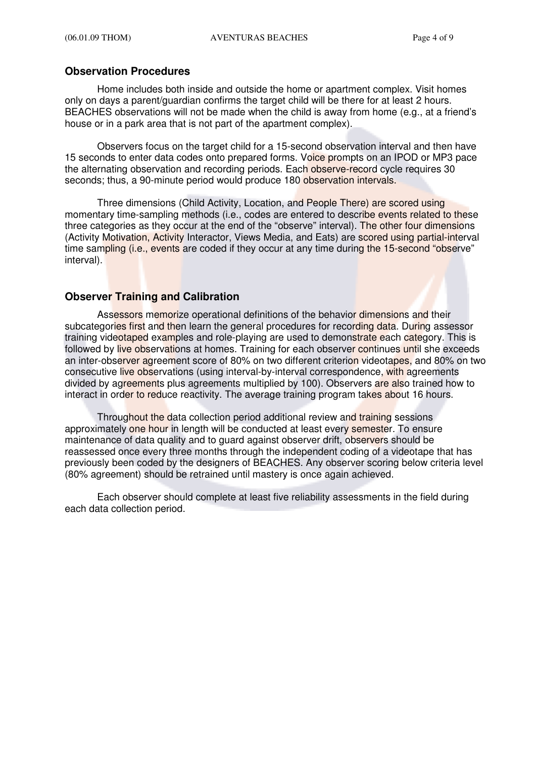## Observation Procedures

Home includes both inside and outside the home or apartment complex. Visit homes only on days a parent/guardian confirms the target child will be there for at least 2 hours. BEACHES observations will not be made when the child is away from home (e.g., at a friend's house or in a park area that is not part of the apartment complex).

Observers focus on the target child for a 15-second observation interval and then have 15 seconds to enter data codes onto prepared forms. Voice prompts on an IPOD or MP3 pace the alternating observation and recording periods. Each observe-record cycle requires 30 seconds; thus, a 90-minute period would produce 180 observation intervals.

Three dimensions (Child Activity, Location, and People There) are scored using momentary time-sampling methods (i.e., codes are entered to describe events related to these three categories as they occur at the end of the "observe" interval). The other four dimensions (Activity Motivation, Activity Interactor, Views Media, and Eats) are scored using partial-interval time sampling (i.e., events are coded if they occur at any time during the 15-second "observe" interval).

## Observer Training and Calibration

Assessors memorize operational definitions of the behavior dimensions and their subcategories first and then learn the general procedures for recording data. During assessor training videotaped examples and role-playing are used to demonstrate each category. This is followed by live observations at homes. Training for each observer continues until she exceeds an inter-observer agreement score of 80% on two different criterion videotapes, and 80% on two consecutive live observations (using interval-by-interval correspondence, with agreements divided by agreements plus agreements multiplied by 100). Observers are also trained how to interact in order to reduce reactivity. The average training program takes about 16 hours.

Throughout the data collection period additional review and training sessions approximately one hour in length will be conducted at least every semester. To ensure maintenance of data quality and to guard against observer drift, observers should be reassessed once every three months through the independent coding of a videotape that has previously been coded by the designers of BEACHES. Any observer scoring below criteria level (80% agreement) should be retrained until mastery is once again achieved.

Each observer should complete at least five reliability assessments in the field during each data collection period.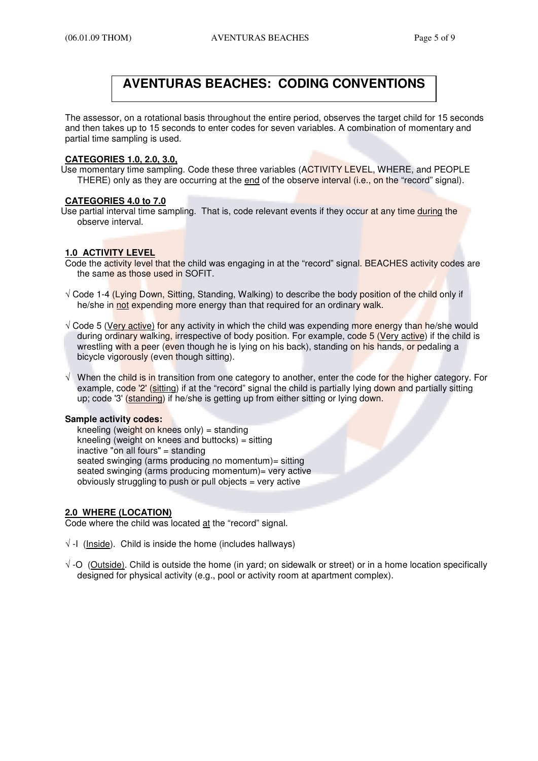# AVENTURAS BEACHES: CODING CONVENTIONS

The assessor, on a rotational basis throughout the entire period, observes the target child for 15 seconds and then takes up to 15 seconds to enter codes for seven variables. A combination of momentary and partial time sampling is used.

**CATEGORIES 1.0, 2.0, 3.0,**

Use momentary time sampling. Code these three variables (ACTIVITY LEVEL, WHERE, and PEOPLE THERE) only as they are occurring at the <u>end</u> of the observe interval (i.e., on the "record" signal).

**CATEGORIES 4.0 to 7.0**

Use partial interval time sampling. That is, code relevant events if they occur at any time <u>during</u> the observe interval.

**1.0 ACTIVITY LEVEL**

Code the activity level that the child was engaging in at the "record" signal. BEACHES activity codes are the same as those used in SOFIT.

√ Code 1-4 (Lying Down, Sitting, Standing, Walking) to describe the body position of the child only if he/she in <u>not</u> expending more energy than that required for an ordinary walk.

√ Code 5 (<u>Very active</u>) for any activity in which the child was expending more energy than he/she would during ordinary walking, irrespective of body position. For example, code 5 (<u>Very active</u>) if the child is wrestling with a peer (even though he is lying on his back), standing on his hands, or pedaling a bicycle vigorously (even though sitting).

√ When the child is in transition from one category to another, enter the code for the higher category. For example, code '2' (<u>sitting</u>) if at the "record" signal the child is partially lying down and partially sitting up; code '3' (<u>standing</u>) if he/she is getting up from either sitting or lying down.

**Sample activity codes:**

kneeling (weight on knees only) = standing
kneeling (weight on knees and buttocks) = sitting
inactive "on all fours" = standing
seated swinging (arms producing no momentum)= sitting
seated swinging (arms producing momentum)= very active
obviously struggling to push or pull objects = very active

**2.0 WHERE (LOCATION)**

Code where the child was located <u>at</u> the "record" signal.

√ -I (<u>Inside</u>). Child is inside the home (includes hallways)

√ -O (<u>Outside</u>). Child is outside the home (in yard; on sidewalk or street) or in a home location specifically designed for physical activity (e.g., pool or activity room at apartment complex).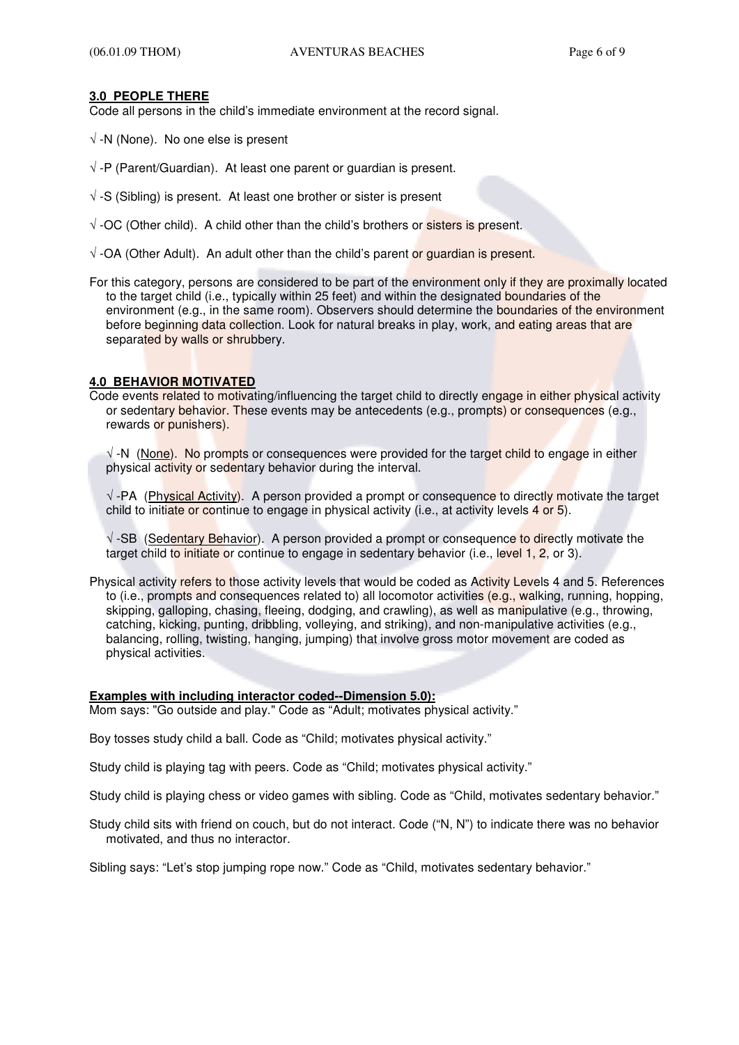### 3.0 PEOPLE THERE

Code all persons in the child's immediate environment at the record signal.

√ -N (None). No one else is present

√ -P (Parent/Guardian). At least one parent or guardian is present.

√ -S (Sibling) is present. At least one brother or sister is present

√ -OC (Other child). A child other than the child's brothers or sisters is present.

√ -OA (Other Adult). An adult other than the child's parent or guardian is present.

For this category, persons are considered to be part of the environment only if they are proximally located to the target child (i.e., typically within 25 feet) and within the designated boundaries of the environment (e.g., in the same room). Observers should determine the boundaries of the environment before beginning data collection. Look for natural breaks in play, work, and eating areas that are separated by walls or shrubbery.

### 4.0 BEHAVIOR MOTIVATED

Code events related to motivating/influencing the target child to directly engage in either physical activity or sedentary behavior. These events may be antecedents (e.g., prompts) or consequences (e.g., rewards or punishers).

√ -N (None). No prompts or consequences were provided for the target child to engage in either physical activity or sedentary behavior during the interval.

√ -PA (Physical Activity). A person provided a prompt or consequence to directly motivate the target child to initiate or continue to engage in physical activity (i.e., at activity levels 4 or 5).

√ -SB (Sedentary Behavior). A person provided a prompt or consequence to directly motivate the target child to initiate or continue to engage in sedentary behavior (i.e., level 1, 2, or 3).

Physical activity refers to those activity levels that would be coded as Activity Levels 4 and 5. References to (i.e., prompts and consequences related to) all locomotor activities (e.g., walking, running, hopping, skipping, galloping, chasing, fleeing, dodging, and crawling), as well as manipulative (e.g., throwing, catching, kicking, punting, dribbling, volleying, and striking), and non-manipulative activities (e.g., balancing, rolling, twisting, hanging, jumping) that involve gross motor movement are coded as physical activities.

**Examples with including interactor coded--Dimension 5.0):**

Mom says: "Go outside and play." Code as "Adult; motivates physical activity."

Boy tosses study child a ball. Code as "Child; motivates physical activity."

Study child is playing tag with peers. Code as "Child; motivates physical activity."

Study child is playing chess or video games with sibling. Code as "Child, motivates sedentary behavior."

Study child sits with friend on couch, but do not interact. Code ("N, N") to indicate there was no behavior motivated, and thus no interactor.

Sibling says: "Let's stop jumping rope now." Code as "Child, motivates sedentary behavior."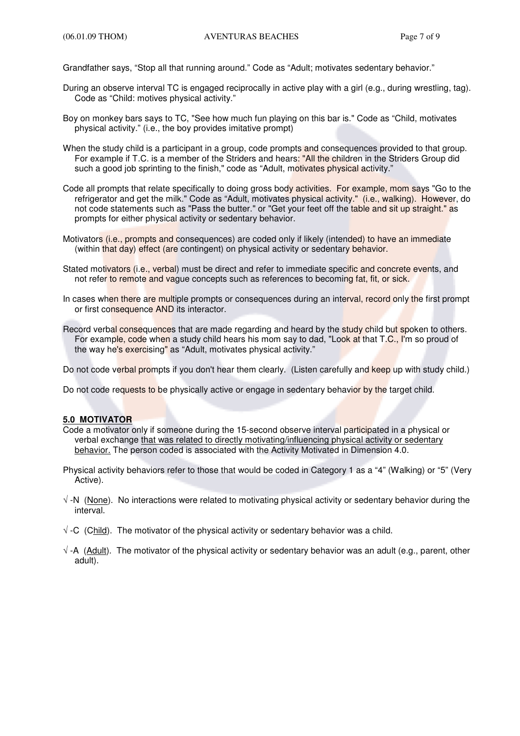Grandfather says, “Stop all that running around.” Code as “Adult; motivates sedentary behavior.”

During an observe interval TC is engaged reciprocally in active play with a girl (e.g., during wrestling, tag). Code as “Child: motives physical activity.”

Boy on monkey bars says to TC, "See how much fun playing on this bar is." Code as “Child, motivates physical activity.” (i.e., the boy provides imitative prompt)

When the study child is a participant in a group, code prompts and consequences provided to that group. For example if T.C. is a member of the Striders and hears: "All the children in the Striders Group did such a good job sprinting to the finish," code as “Adult, motivates physical activity.”

Code all prompts that relate specifically to doing gross body activities. For example, mom says "Go to the refrigerator and get the milk." Code as “Adult, motivates physical activity." (i.e., walking). However, do not code statements such as "Pass the butter." or "Get your feet off the table and sit up straight." as prompts for either physical activity or sedentary behavior.

Motivators (i.e., prompts and consequences) are coded only if likely (intended) to have an immediate (within that day) effect (are contingent) on physical activity or sedentary behavior.

Stated motivators (i.e., verbal) must be direct and refer to immediate specific and concrete events, and not refer to remote and vague concepts such as references to becoming fat, fit, or sick.

In cases when there are multiple prompts or consequences during an interval, record only the first prompt or first consequence AND its interactor.

Record verbal consequences that are made regarding and heard by the study child but spoken to others. For example, code when a study child hears his mom say to dad, "Look at that T.C., I'm so proud of the way he's exercising" as “Adult, motivates physical activity.”

Do not code verbal prompts if you don't hear them clearly. (Listen carefully and keep up with study child.)

Do not code requests to be physically active or engage in sedentary behavior by the target child.

## 5.0 MOTIVATOR

Code a motivator only if someone during the 15-second observe interval participated in a physical or verbal exchange <u>that was related to directly motivating/influencing physical activity or sedentary behavior.</u> The person coded is associated with the Activity Motivated in Dimension 4.0.

Physical activity behaviors refer to those that would be coded in Category 1 as a “4” (Walking) or “5” (Very Active).

√ -N (<u>None</u>). No interactions were related to motivating physical activity or sedentary behavior during the interval.

√ -C (C<u>hild</u>). The motivator of the physical activity or sedentary behavior was a child.

√ -A (<u>Adult</u>). The motivator of the physical activity or sedentary behavior was an adult (e.g., parent, other adult).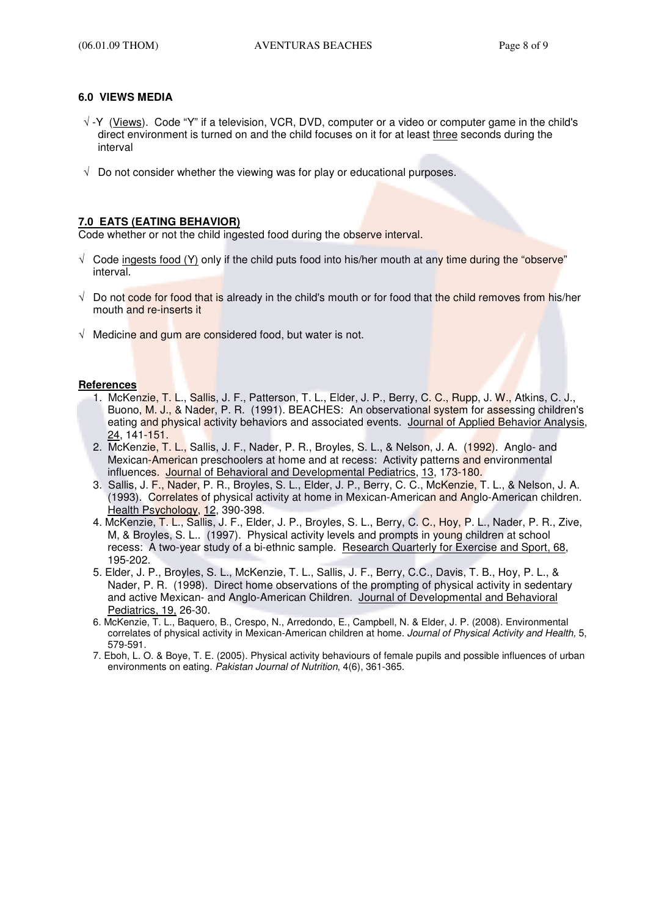## 6.0 VIEWS MEDIA

- √ -Y (Views). Code "Y" if a television, VCR, DVD, computer or a video or computer game in the child's direct environment is turned on and the child focuses on it for at least three seconds during the interval
- √ Do not consider whether the viewing was for play or educational purposes.

## 7.0 EATS (EATING BEHAVIOR)

Code whether or not the child ingested food during the observe interval.

- √ Code ingests food (Y) only if the child puts food into his/her mouth at any time during the "observe" interval.
- √ Do not code for food that is already in the child's mouth or for food that the child removes from his/her mouth and re-inserts it
- √ Medicine and gum are considered food, but water is not.

**References**

1. McKenzie, T. L., Sallis, J. F., Patterson, T. L., Elder, J. P., Berry, C. C., Rupp, J. W., Atkins, C. J., Buono, M. J., & Nader, P. R. (1991). BEACHES: An observational system for assessing children's eating and physical activity behaviors and associated events. Journal of Applied Behavior Analysis, 24, 141-151.
2. McKenzie, T. L., Sallis, J. F., Nader, P. R., Broyles, S. L., & Nelson, J. A. (1992). Anglo- and Mexican-American preschoolers at home and at recess: Activity patterns and environmental influences. Journal of Behavioral and Developmental Pediatrics, 13, 173-180.
3. Sallis, J. F., Nader, P. R., Broyles, S. L., Elder, J. P., Berry, C. C., McKenzie, T. L., & Nelson, J. A. (1993). Correlates of physical activity at home in Mexican-American and Anglo-American children. Health Psychology, 12, 390-398.
4. McKenzie, T. L., Sallis, J. F., Elder, J. P., Broyles, S. L., Berry, C. C., Hoy, P. L., Nader, P. R., Zive, M, & Broyles, S. L.. (1997). Physical activity levels and prompts in young children at school recess: A two-year study of a bi-ethnic sample. Research Quarterly for Exercise and Sport, 68, 195-202.
5. Elder, J. P., Broyles, S. L., McKenzie, T. L., Sallis, J. F., Berry, C.C., Davis, T. B., Hoy, P. L., & Nader, P. R. (1998). Direct home observations of the prompting of physical activity in sedentary and active Mexican- and Anglo-American Children. Journal of Developmental and Behavioral Pediatrics, 19, 26-30.
6. McKenzie, T. L., Baquero, B., Crespo, N., Arredondo, E., Campbell, N. & Elder, J. P. (2008). Environmental correlates of physical activity in Mexican-American children at home. *Journal of Physical Activity and Health,* 5, 579-591.
7. Eboh, L. O. & Boye, T. E. (2005). Physical activity behaviours of female pupils and possible influences of urban environments on eating. *Pakistan Journal of Nutrition*, 4(6), 361-365.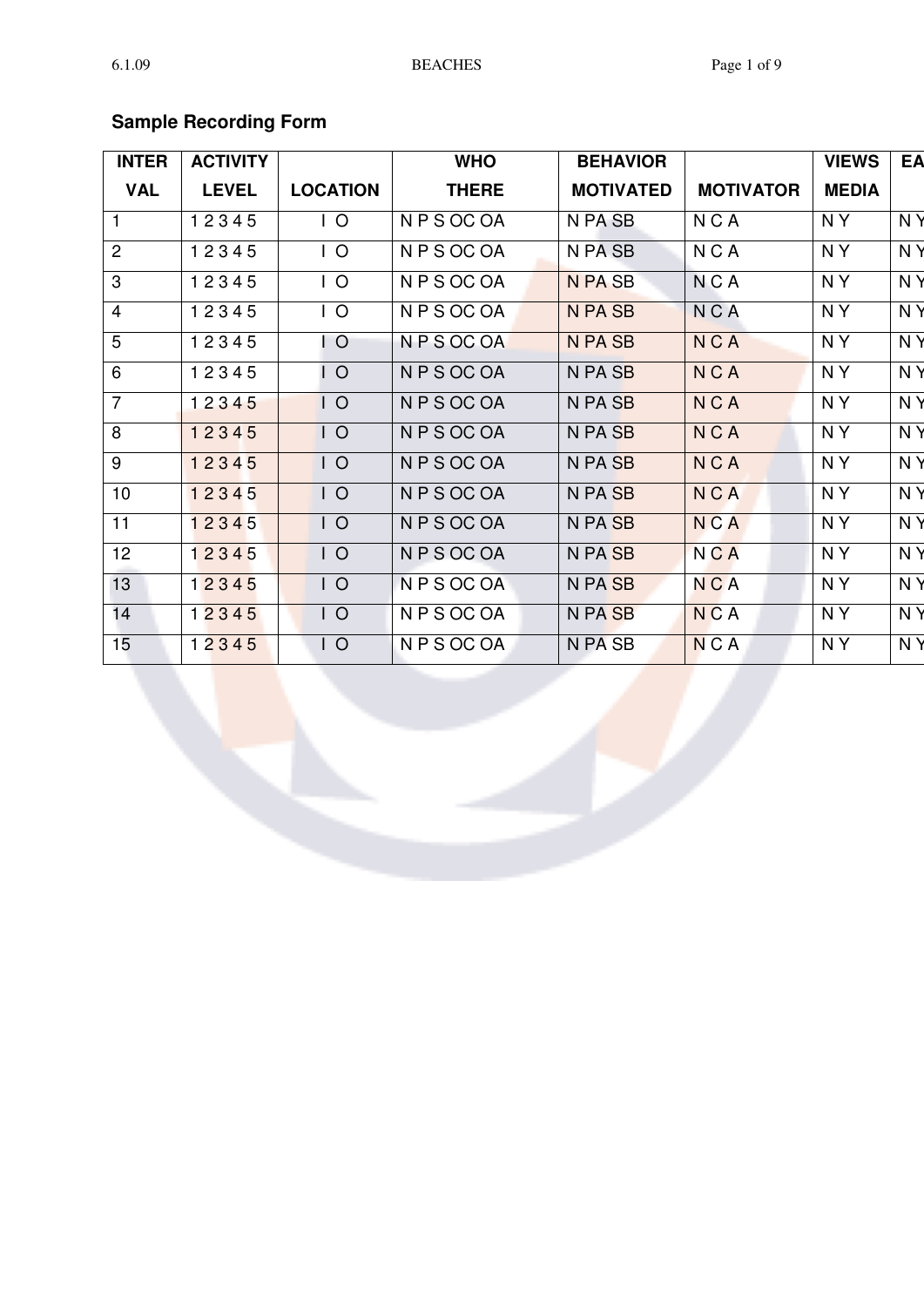**Sample Recording Form**

| INTERVAL | ACTIVITY LEVEL | LOCATION | WHO THERE | BEHAVIOR MOTIVATED | MOTIVATOR | VIEWS MEDIA | EA |
|---|---|---|---|---|---|---|---|
| 1 | 1 2 3 4 5 | I O | N P S OC OA | N PA SB | N C A | N Y | N Y |
| 2 | 1 2 3 4 5 | I O | N P S OC OA | N PA SB | N C A | N Y | N Y |
| 3 | 1 2 3 4 5 | I O | N P S OC OA | N PA SB | N C A | N Y | N Y |
| 4 | 1 2 3 4 5 | I O | N P S OC OA | N PA SB | N C A | N Y | N Y |
| 5 | 1 2 3 4 5 | I O | N P S OC OA | N PA SB | N C A | N Y | N Y |
| 6 | 1 2 3 4 5 | I O | N P S OC OA | N PA SB | N C A | N Y | N Y |
| 7 | 1 2 3 4 5 | I O | N P S OC OA | N PA SB | N C A | N Y | N Y |
| 8 | 1 2 3 4 5 | I O | N P S OC OA | N PA SB | N C A | N Y | N Y |
| 9 | 1 2 3 4 5 | I O | N P S OC OA | N PA SB | N C A | N Y | N Y |
| 10 | 1 2 3 4 5 | I O | N P S OC OA | N PA SB | N C A | N Y | N Y |
| 11 | 1 2 3 4 5 | I O | N P S OC OA | N PA SB | N C A | N Y | N Y |
| 12 | 1 2 3 4 5 | I O | N P S OC OA | N PA SB | N C A | N Y | N Y |
| 13 | 1 2 3 4 5 | I O | N P S OC OA | N PA SB | N C A | N Y | N Y |
| 14 | 1 2 3 4 5 | I O | N P S OC OA | N PA SB | N C A | N Y | N Y |
| 15 | 1 2 3 4 5 | I O | N P S OC OA | N PA SB | N C A | N Y | N Y |